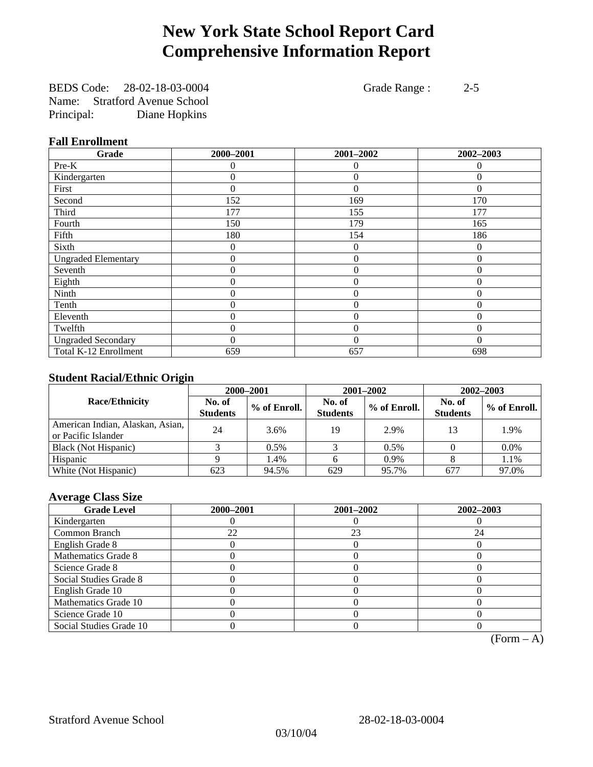# New York State School Report Card
# Comprehensive Information Report

BEDS Code: 28-02-18-03-0004 Grade Range : 2-5
Name: Stratford Avenue School
Principal: Diane Hopkins

### Fall Enrollment

| Grade | 2000–2001 | 2001–2002 | 2002–2003 |
|---|---|---|---|
| Pre-K | 0 | 0 | 0 |
| Kindergarten | 0 | 0 | 0 |
| First | 0 | 0 | 0 |
| Second | 152 | 169 | 170 |
| Third | 177 | 155 | 177 |
| Fourth | 150 | 179 | 165 |
| Fifth | 180 | 154 | 186 |
| Sixth | 0 | 0 | 0 |
| Ungraded Elementary | 0 | 0 | 0 |
| Seventh | 0 | 0 | 0 |
| Eighth | 0 | 0 | 0 |
| Ninth | 0 | 0 | 0 |
| Tenth | 0 | 0 | 0 |
| Eleventh | 0 | 0 | 0 |
| Twelfth | 0 | 0 | 0 |
| Ungraded Secondary | 0 | 0 | 0 |
| Total K-12 Enrollment | 659 | 657 | 698 |

### Student Racial/Ethnic Origin

| Race/Ethnicity | 2000–2001 | | 2001–2002 | | 2002–2003 | |
|---|---|---|---|---|---|---|
| | No. of Students | % of Enroll. | No. of Students | % of Enroll. | No. of Students | % of Enroll. |
| American Indian, Alaskan, Asian, or Pacific Islander | 24 | 3.6% | 19 | 2.9% | 13 | 1.9% |
| Black (Not Hispanic) | 3 | 0.5% | 3 | 0.5% | 0 | 0.0% |
| Hispanic | 9 | 1.4% | 6 | 0.9% | 8 | 1.1% |
| White (Not Hispanic) | 623 | 94.5% | 629 | 95.7% | 677 | 97.0% |

### Average Class Size

| Grade Level | 2000–2001 | 2001–2002 | 2002–2003 |
|---|---|---|---|
| Kindergarten | 0 | 0 | 0 |
| Common Branch | 22 | 23 | 24 |
| English Grade 8 | 0 | 0 | 0 |
| Mathematics Grade 8 | 0 | 0 | 0 |
| Science Grade 8 | 0 | 0 | 0 |
| Social Studies Grade 8 | 0 | 0 | 0 |
| English Grade 10 | 0 | 0 | 0 |
| Mathematics Grade 10 | 0 | 0 | 0 |
| Science Grade 10 | 0 | 0 | 0 |
| Social Studies Grade 10 | 0 | 0 | 0 |

(Form – A)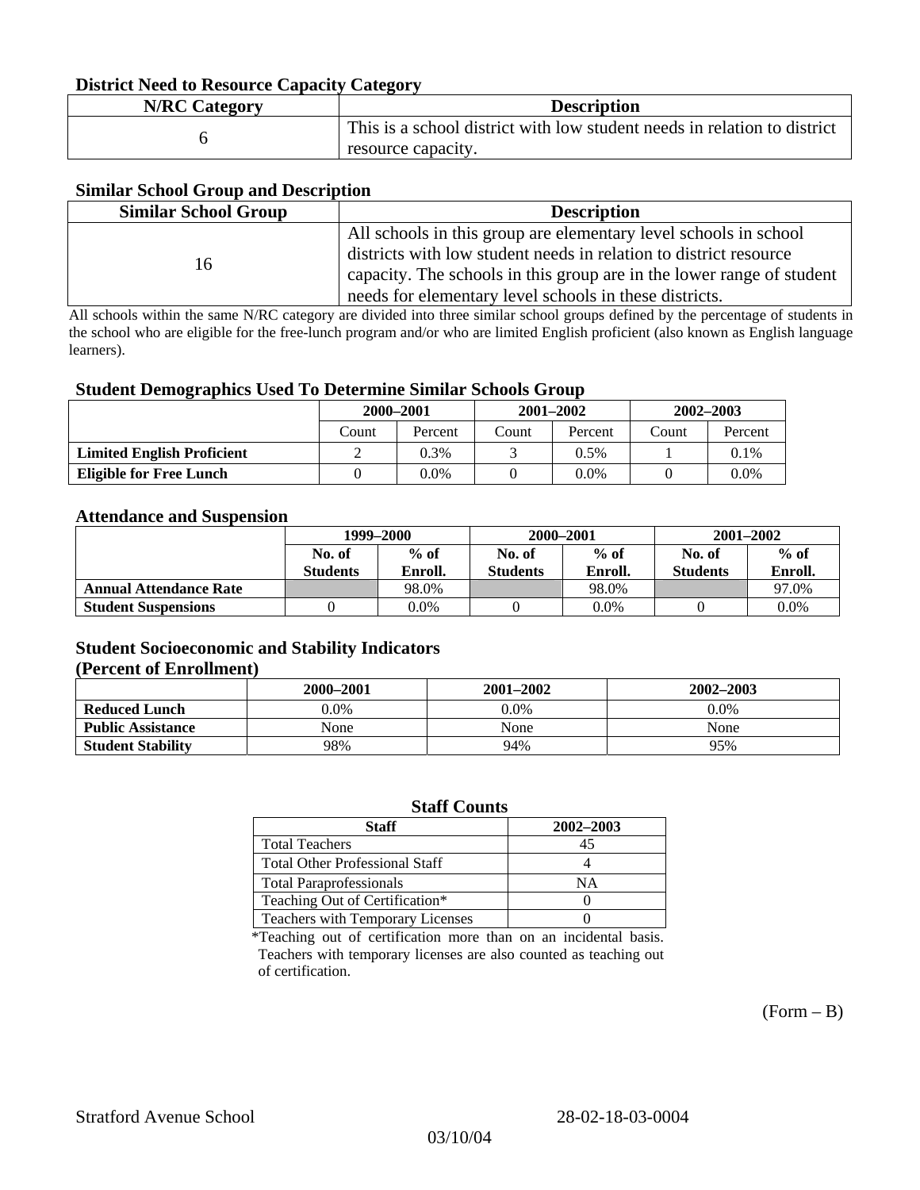### District Need to Resource Capacity Category

| N/RC Category | Description |
|---|---|
| 6 | This is a school district with low student needs in relation to district resource capacity. |

### Similar School Group and Description

| Similar School Group | Description |
|---|---|
| 16 | All schools in this group are elementary level schools in school districts with low student needs in relation to district resource capacity. The schools in this group are in the lower range of student needs for elementary level schools in these districts. |

All schools within the same N/RC category are divided into three similar school groups defined by the percentage of students in the school who are eligible for the free-lunch program and/or who are limited English proficient (also known as English language learners).

### Student Demographics Used To Determine Similar Schools Group

| | 2000–2001 | | 2001–2002 | | 2002–2003 | |
|---|---|---|---|---|---|---|
| | Count | Percent | Count | Percent | Count | Percent |
| **Limited English Proficient** | 2 | 0.3% | 3 | 0.5% | 1 | 0.1% |
| **Eligible for Free Lunch** | 0 | 0.0% | 0 | 0.0% | 0 | 0.0% |

### Attendance and Suspension

| | 1999–2000 | | 2000–2001 | | 2001–2002 | |
|---|---|---|---|---|---|---|
| | No. of Students | % of Enroll. | No. of Students | % of Enroll. | No. of Students | % of Enroll. |
| **Annual Attendance Rate** | | 98.0% | | 98.0% | | 97.0% |
| **Student Suspensions** | 0 | 0.0% | 0 | 0.0% | 0 | 0.0% |

### Student Socioeconomic and Stability Indicators (Percent of Enrollment)

| | 2000–2001 | 2001–2002 | 2002–2003 |
|---|---|---|---|
| **Reduced Lunch** | 0.0% | 0.0% | 0.0% |
| **Public Assistance** | None | None | None |
| **Student Stability** | 98% | 94% | 95% |

### Staff Counts

| Staff | 2002–2003 |
|---|---|
| Total Teachers | 45 |
| Total Other Professional Staff | 4 |
| Total Paraprofessionals | NA |
| Teaching Out of Certification* | 0 |
| Teachers with Temporary Licenses | 0 |

*Teaching out of certification more than on an incidental basis. Teachers with temporary licenses are also counted as teaching out of certification.

(Form – B)

Stratford Avenue School 28-02-18-03-0004

03/10/04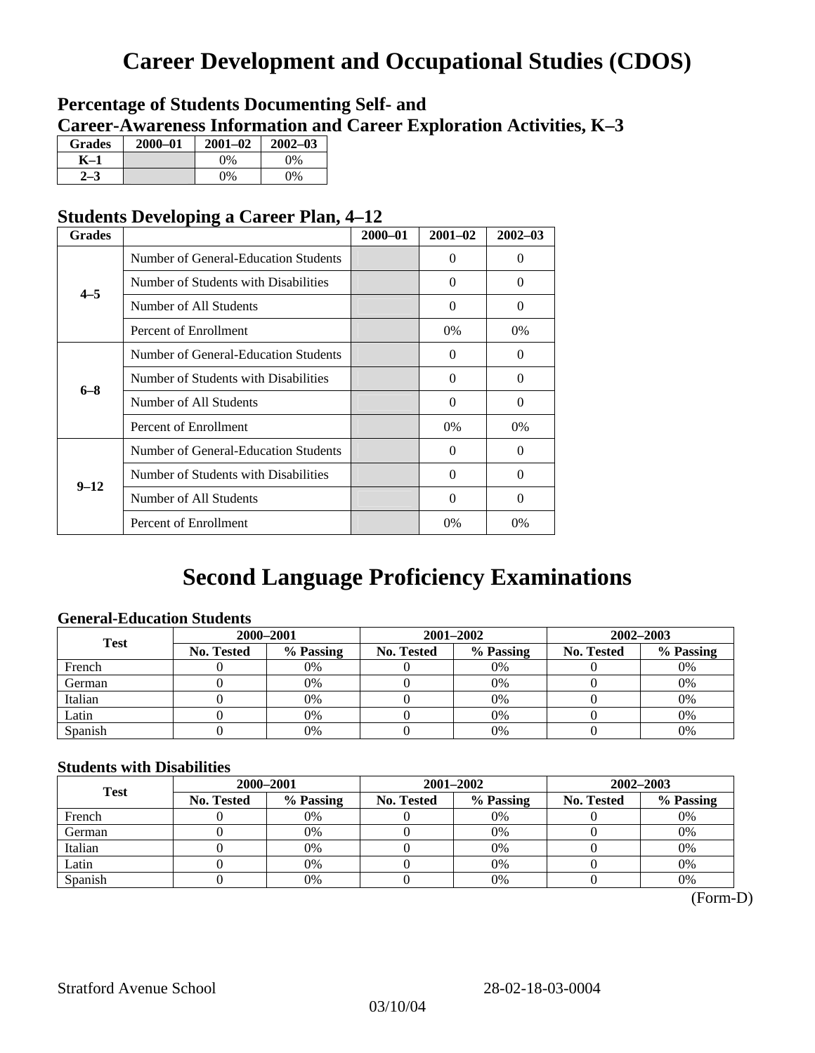# Career Development and Occupational Studies (CDOS)

### Percentage of Students Documenting Self- and Career-Awareness Information and Career Exploration Activities, K–3

| Grades | 2000–01 | 2001–02 | 2002–03 |
|---|---|---|---|
| K–1 | | 0% | 0% |
| 2–3 | | 0% | 0% |

### Students Developing a Career Plan, 4–12

| Grades | | 2000–01 | 2001–02 | 2002–03 |
|---|---|---|---|---|
| 4–5 | Number of General-Education Students | | 0 | 0 |
| | Number of Students with Disabilities | | 0 | 0 |
| | Number of All Students | | 0 | 0 |
| | Percent of Enrollment | | 0% | 0% |
| 6–8 | Number of General-Education Students | | 0 | 0 |
| | Number of Students with Disabilities | | 0 | 0 |
| | Number of All Students | | 0 | 0 |
| | Percent of Enrollment | | 0% | 0% |
| 9–12 | Number of General-Education Students | | 0 | 0 |
| | Number of Students with Disabilities | | 0 | 0 |
| | Number of All Students | | 0 | 0 |
| | Percent of Enrollment | | 0% | 0% |

# Second Language Proficiency Examinations

### General-Education Students

| Test | 2000–2001 | | 2001–2002 | | 2002–2003 | |
|---|---|---|---|---|---|---|
| | No. Tested | % Passing | No. Tested | % Passing | No. Tested | % Passing |
| French | 0 | 0% | 0 | 0% | 0 | 0% |
| German | 0 | 0% | 0 | 0% | 0 | 0% |
| Italian | 0 | 0% | 0 | 0% | 0 | 0% |
| Latin | 0 | 0% | 0 | 0% | 0 | 0% |
| Spanish | 0 | 0% | 0 | 0% | 0 | 0% |

### Students with Disabilities

| Test | 2000–2001 | | 2001–2002 | | 2002–2003 | |
|---|---|---|---|---|---|---|
| | No. Tested | % Passing | No. Tested | % Passing | No. Tested | % Passing |
| French | 0 | 0% | 0 | 0% | 0 | 0% |
| German | 0 | 0% | 0 | 0% | 0 | 0% |
| Italian | 0 | 0% | 0 | 0% | 0 | 0% |
| Latin | 0 | 0% | 0 | 0% | 0 | 0% |
| Spanish | 0 | 0% | 0 | 0% | 0 | 0% |

(Form-D)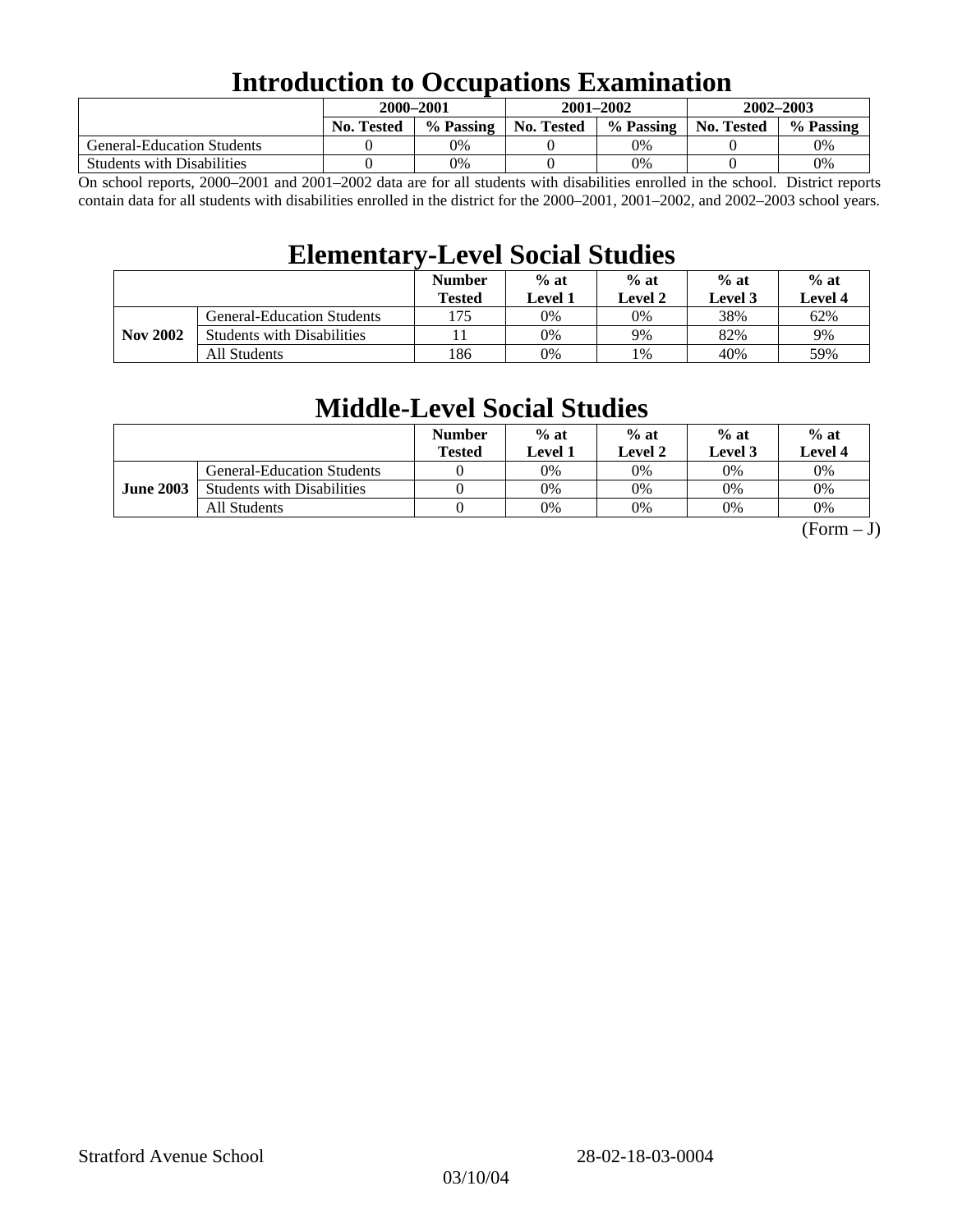# Introduction to Occupations Examination

| | 2000–2001 | | 2001–2002 | | 2002–2003 | |
|---|---|---|---|---|---|---|
| | No. Tested | % Passing | No. Tested | % Passing | No. Tested | % Passing |
| General-Education Students | 0 | 0% | 0 | 0% | 0 | 0% |
| Students with Disabilities | 0 | 0% | 0 | 0% | 0 | 0% |

On school reports, 2000–2001 and 2001–2002 data are for all students with disabilities enrolled in the school. District reports contain data for all students with disabilities enrolled in the district for the 2000–2001, 2001–2002, and 2002–2003 school years.

# Elementary-Level Social Studies

| | | Number Tested | % at Level 1 | % at Level 2 | % at Level 3 | % at Level 4 |
|---|---|---|---|---|---|---|
| **Nov 2002** | General-Education Students | 175 | 0% | 0% | 38% | 62% |
| | Students with Disabilities | 11 | 0% | 9% | 82% | 9% |
| | All Students | 186 | 0% | 1% | 40% | 59% |

# Middle-Level Social Studies

| | | Number Tested | % at Level 1 | % at Level 2 | % at Level 3 | % at Level 4 |
|---|---|---|---|---|---|---|
| **June 2003** | General-Education Students | 0 | 0% | 0% | 0% | 0% |
| | Students with Disabilities | 0 | 0% | 0% | 0% | 0% |
| | All Students | 0 | 0% | 0% | 0% | 0% |

(Form – J)